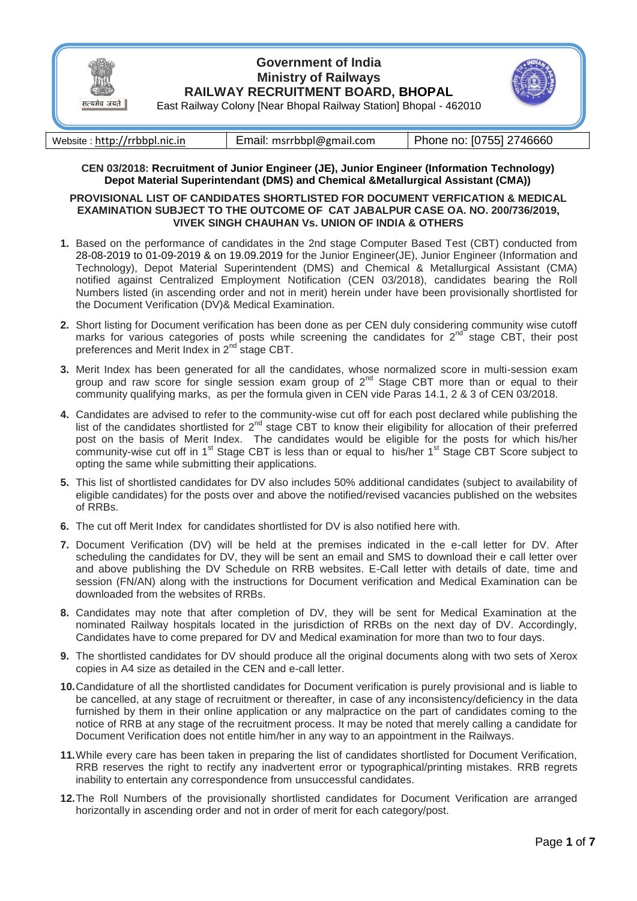# Government of India
# Ministry of Railways
# RAILWAY RECRUITMENT BOARD, BHOPAL

East Railway Colony [Near Bhopal Railway Station] Bhopal - 462010

| Website : http://rrbbpl.nic.in | Email: msrrbbpl@gmail.com | Phone no: [0755] 2746660 |
|---|---|---|

**CEN 03/2018: Recruitment of Junior Engineer (JE), Junior Engineer (Information Technology) Depot Material Superintendant (DMS) and Chemical &Metallurgical Assistant (CMA))**

**PROVISIONAL LIST OF CANDIDATES SHORTLISTED FOR DOCUMENT VERFICATION & MEDICAL EXAMINATION SUBJECT TO THE OUTCOME OF CAT JABALPUR CASE OA. NO. 200/736/2019, VIVEK SINGH CHAUHAN Vs. UNION OF INDIA & OTHERS**

1. Based on the performance of candidates in the 2nd stage Computer Based Test (CBT) conducted from 28-08-2019 to 01-09-2019 & on 19.09.2019 for the Junior Engineer(JE), Junior Engineer (Information and Technology), Depot Material Superintendent (DMS) and Chemical & Metallurgical Assistant (CMA) notified against Centralized Employment Notification (CEN 03/2018), candidates bearing the Roll Numbers listed (in ascending order and not in merit) herein under have been provisionally shortlisted for the Document Verification (DV)& Medical Examination.

2. Short listing for Document verification has been done as per CEN duly considering community wise cutoff marks for various categories of posts while screening the candidates for 2nd stage CBT, their post preferences and Merit Index in 2nd stage CBT.

3. Merit Index has been generated for all the candidates, whose normalized score in multi-session exam group and raw score for single session exam group of 2nd Stage CBT more than or equal to their community qualifying marks, as per the formula given in CEN vide Paras 14.1, 2 & 3 of CEN 03/2018.

4. Candidates are advised to refer to the community-wise cut off for each post declared while publishing the list of the candidates shortlisted for 2nd stage CBT to know their eligibility for allocation of their preferred post on the basis of Merit Index. The candidates would be eligible for the posts for which his/her community-wise cut off in 1st Stage CBT is less than or equal to his/her 1st Stage CBT Score subject to opting the same while submitting their applications.

5. This list of shortlisted candidates for DV also includes 50% additional candidates (subject to availability of eligible candidates) for the posts over and above the notified/revised vacancies published on the websites of RRBs.

6. The cut off Merit Index for candidates shortlisted for DV is also notified here with.

7. Document Verification (DV) will be held at the premises indicated in the e-call letter for DV. After scheduling the candidates for DV, they will be sent an email and SMS to download their e call letter over and above publishing the DV Schedule on RRB websites. E-Call letter with details of date, time and session (FN/AN) along with the instructions for Document verification and Medical Examination can be downloaded from the websites of RRBs.

8. Candidates may note that after completion of DV, they will be sent for Medical Examination at the nominated Railway hospitals located in the jurisdiction of RRBs on the next day of DV. Accordingly, Candidates have to come prepared for DV and Medical examination for more than two to four days.

9. The shortlisted candidates for DV should produce all the original documents along with two sets of Xerox copies in A4 size as detailed in the CEN and e-call letter.

10. Candidature of all the shortlisted candidates for Document verification is purely provisional and is liable to be cancelled, at any stage of recruitment or thereafter, in case of any inconsistency/deficiency in the data furnished by them in their online application or any malpractice on the part of candidates coming to the notice of RRB at any stage of the recruitment process. It may be noted that merely calling a candidate for Document Verification does not entitle him/her in any way to an appointment in the Railways.

11. While every care has been taken in preparing the list of candidates shortlisted for Document Verification, RRB reserves the right to rectify any inadvertent error or typographical/printing mistakes. RRB regrets inability to entertain any correspondence from unsuccessful candidates.

12. The Roll Numbers of the provisionally shortlisted candidates for Document Verification are arranged horizontally in ascending order and not in order of merit for each category/post.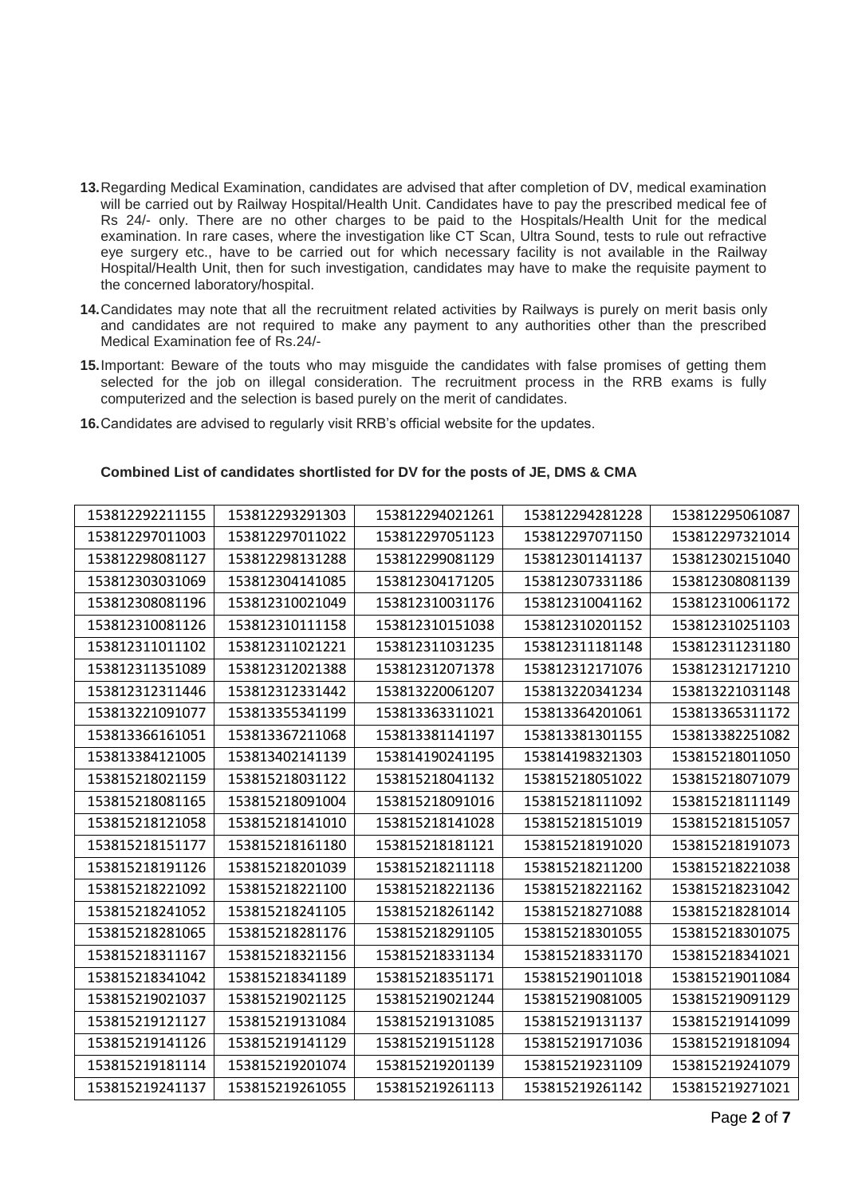13. Regarding Medical Examination, candidates are advised that after completion of DV, medical examination will be carried out by Railway Hospital/Health Unit. Candidates have to pay the prescribed medical fee of Rs 24/- only. There are no other charges to be paid to the Hospitals/Health Unit for the medical examination. In rare cases, where the investigation like CT Scan, Ultra Sound, tests to rule out refractive eye surgery etc., have to be carried out for which necessary facility is not available in the Railway Hospital/Health Unit, then for such investigation, candidates may have to make the requisite payment to the concerned laboratory/hospital.

14. Candidates may note that all the recruitment related activities by Railways is purely on merit basis only and candidates are not required to make any payment to any authorities other than the prescribed Medical Examination fee of Rs.24/-

15. Important: Beware of the touts who may misguide the candidates with false promises of getting them selected for the job on illegal consideration. The recruitment process in the RRB exams is fully computerized and the selection is based purely on the merit of candidates.

16. Candidates are advised to regularly visit RRB's official website for the updates.

**Combined List of candidates shortlisted for DV for the posts of JE, DMS & CMA**

| | | | | |
|---|---|---|---|---|
| 153812292211155 | 153812293291303 | 153812294021261 | 153812294281228 | 153812295061087 |
| 153812297011003 | 153812297011022 | 153812297051123 | 153812297071150 | 153812297321014 |
| 153812298081127 | 153812298131288 | 153812299081129 | 153812301141137 | 153812302151040 |
| 153812303031069 | 153812304141085 | 153812304171205 | 153812307331186 | 153812308081139 |
| 153812308081196 | 153812310021049 | 153812310031176 | 153812310041162 | 153812310061172 |
| 153812310081126 | 153812310111158 | 153812310151038 | 153812310201152 | 153812310251103 |
| 153812311011102 | 153812311021221 | 153812311031235 | 153812311181148 | 153812311231180 |
| 153812311351089 | 153812312021388 | 153812312071378 | 153812312171076 | 153812312171210 |
| 153812312311446 | 153812312331442 | 153813220061207 | 153813220341234 | 153813221031148 |
| 153813221091077 | 153813355341199 | 153813363311021 | 153813364201061 | 153813365311172 |
| 153813366161051 | 153813367211068 | 153813381141197 | 153813381301155 | 153813382251082 |
| 153813384121005 | 153813402141139 | 153814190241195 | 153814198321303 | 153815218011050 |
| 153815218021159 | 153815218031122 | 153815218041132 | 153815218051022 | 153815218071079 |
| 153815218081165 | 153815218091004 | 153815218091016 | 153815218111092 | 153815218111149 |
| 153815218121058 | 153815218141010 | 153815218141028 | 153815218151019 | 153815218151057 |
| 153815218151177 | 153815218161180 | 153815218181121 | 153815218191020 | 153815218191073 |
| 153815218191126 | 153815218201039 | 153815218211118 | 153815218211200 | 153815218221038 |
| 153815218221092 | 153815218221100 | 153815218221136 | 153815218221162 | 153815218231042 |
| 153815218241052 | 153815218241105 | 153815218261142 | 153815218271088 | 153815218281014 |
| 153815218281065 | 153815218281176 | 153815218291105 | 153815218301055 | 153815218301075 |
| 153815218311167 | 153815218321156 | 153815218331134 | 153815218331170 | 153815218341021 |
| 153815218341042 | 153815218341189 | 153815218351171 | 153815219011018 | 153815219011084 |
| 153815219021037 | 153815219021125 | 153815219021244 | 153815219081005 | 153815219091129 |
| 153815219121127 | 153815219131084 | 153815219131085 | 153815219131137 | 153815219141099 |
| 153815219141126 | 153815219141129 | 153815219151128 | 153815219171036 | 153815219181094 |
| 153815219181114 | 153815219201074 | 153815219201139 | 153815219231109 | 153815219241079 |
| 153815219241137 | 153815219261055 | 153815219261113 | 153815219261142 | 153815219271021 |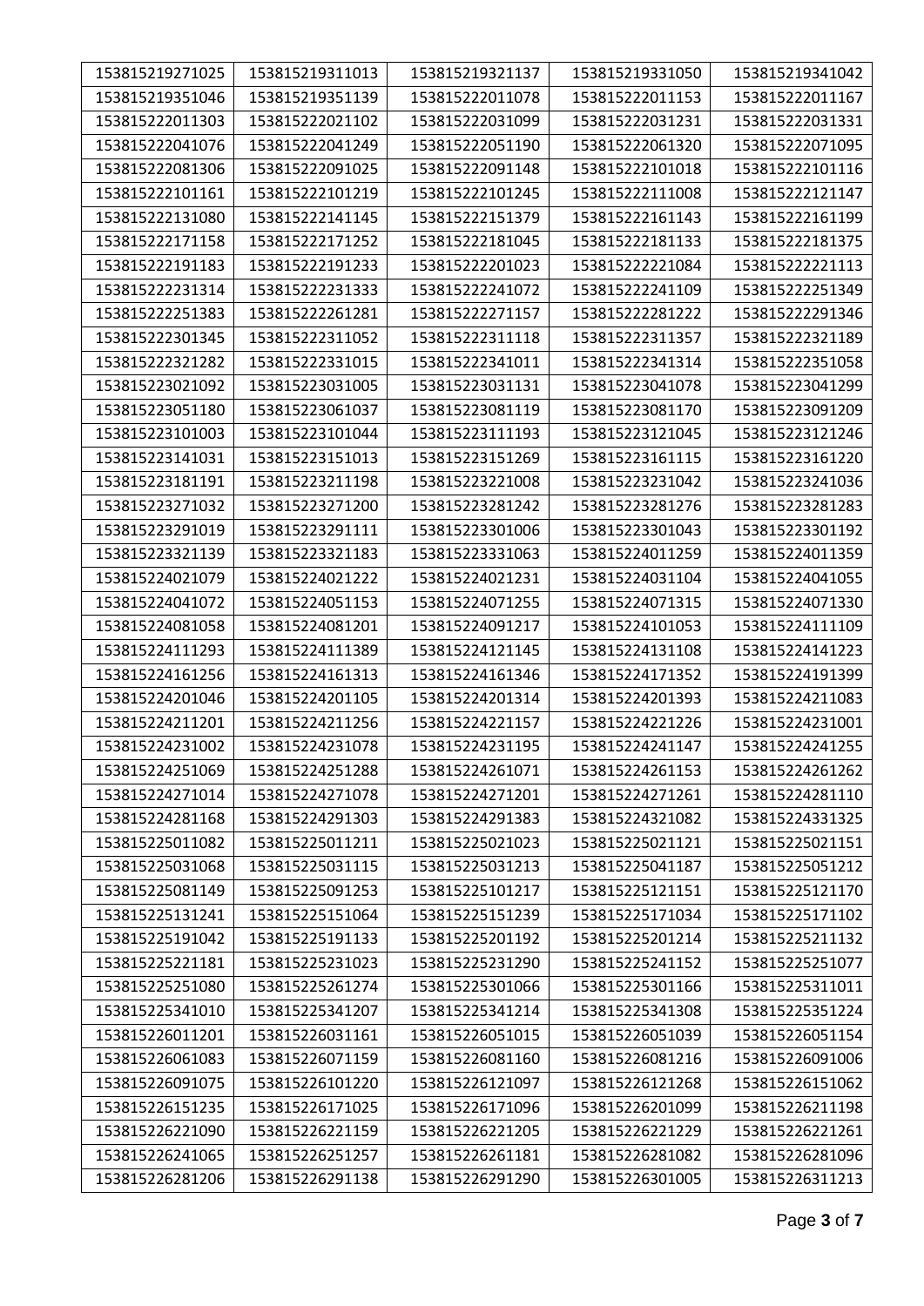| 153815219271025 | 153815219311013 | 153815219321137 | 153815219331050 | 153815219341042 |
|---|---|---|---|---|
| 153815219351046 | 153815219351139 | 153815222011078 | 153815222011153 | 153815222011167 |
| 153815222011303 | 153815222021102 | 153815222031099 | 153815222031231 | 153815222031331 |
| 153815222041076 | 153815222041249 | 153815222051190 | 153815222061320 | 153815222071095 |
| 153815222081306 | 153815222091025 | 153815222091148 | 153815222101018 | 153815222101116 |
| 153815222101161 | 153815222101219 | 153815222101245 | 153815222111008 | 153815222121147 |
| 153815222131080 | 153815222141145 | 153815222151379 | 153815222161143 | 153815222161199 |
| 153815222171158 | 153815222171252 | 153815222181045 | 153815222181133 | 153815222181375 |
| 153815222191183 | 153815222191233 | 153815222201023 | 153815222221084 | 153815222221113 |
| 153815222231314 | 153815222231333 | 153815222241072 | 153815222241109 | 153815222251349 |
| 153815222251383 | 153815222261281 | 153815222271157 | 153815222281222 | 153815222291346 |
| 153815222301345 | 153815222311052 | 153815222311118 | 153815222311357 | 153815222321189 |
| 153815222321282 | 153815222331015 | 153815222341011 | 153815222341314 | 153815222351058 |
| 153815223021092 | 153815223031005 | 153815223031131 | 153815223041078 | 153815223041299 |
| 153815223051180 | 153815223061037 | 153815223081119 | 153815223081170 | 153815223091209 |
| 153815223101003 | 153815223101044 | 153815223111193 | 153815223121045 | 153815223121246 |
| 153815223141031 | 153815223151013 | 153815223151269 | 153815223161115 | 153815223161220 |
| 153815223181191 | 153815223211198 | 153815223221008 | 153815223231042 | 153815223241036 |
| 153815223271032 | 153815223271200 | 153815223281242 | 153815223281276 | 153815223281283 |
| 153815223291019 | 153815223291111 | 153815223301006 | 153815223301043 | 153815223301192 |
| 153815223321139 | 153815223321183 | 153815223331063 | 153815224011259 | 153815224011359 |
| 153815224021079 | 153815224021222 | 153815224021231 | 153815224031104 | 153815224041055 |
| 153815224041072 | 153815224051153 | 153815224071255 | 153815224071315 | 153815224071330 |
| 153815224081058 | 153815224081201 | 153815224091217 | 153815224101053 | 153815224111109 |
| 153815224111293 | 153815224111389 | 153815224121145 | 153815224131108 | 153815224141223 |
| 153815224161256 | 153815224161313 | 153815224161346 | 153815224171352 | 153815224191399 |
| 153815224201046 | 153815224201105 | 153815224201314 | 153815224201393 | 153815224211083 |
| 153815224211201 | 153815224211256 | 153815224221157 | 153815224221226 | 153815224231001 |
| 153815224231002 | 153815224231078 | 153815224231195 | 153815224241147 | 153815224241255 |
| 153815224251069 | 153815224251288 | 153815224261071 | 153815224261153 | 153815224261262 |
| 153815224271014 | 153815224271078 | 153815224271201 | 153815224271261 | 153815224281110 |
| 153815224281168 | 153815224291303 | 153815224291383 | 153815224321082 | 153815224331325 |
| 153815225011082 | 153815225011211 | 153815225021023 | 153815225021121 | 153815225021151 |
| 153815225031068 | 153815225031115 | 153815225031213 | 153815225041187 | 153815225051212 |
| 153815225081149 | 153815225091253 | 153815225101217 | 153815225121151 | 153815225121170 |
| 153815225131241 | 153815225151064 | 153815225151239 | 153815225171034 | 153815225171102 |
| 153815225191042 | 153815225191133 | 153815225201192 | 153815225201214 | 153815225211132 |
| 153815225221181 | 153815225231023 | 153815225231290 | 153815225241152 | 153815225251077 |
| 153815225251080 | 153815225261274 | 153815225301066 | 153815225301166 | 153815225311011 |
| 153815225341010 | 153815225341207 | 153815225341214 | 153815225341308 | 153815225351224 |
| 153815226011201 | 153815226031161 | 153815226051015 | 153815226051039 | 153815226051154 |
| 153815226061083 | 153815226071159 | 153815226081160 | 153815226081216 | 153815226091006 |
| 153815226091075 | 153815226101220 | 153815226121097 | 153815226121268 | 153815226151062 |
| 153815226151235 | 153815226171025 | 153815226171096 | 153815226201099 | 153815226211198 |
| 153815226221090 | 153815226221159 | 153815226221205 | 153815226221229 | 153815226221261 |
| 153815226241065 | 153815226251257 | 153815226261181 | 153815226281082 | 153815226281096 |
| 153815226281206 | 153815226291138 | 153815226291290 | 153815226301005 | 153815226311213 |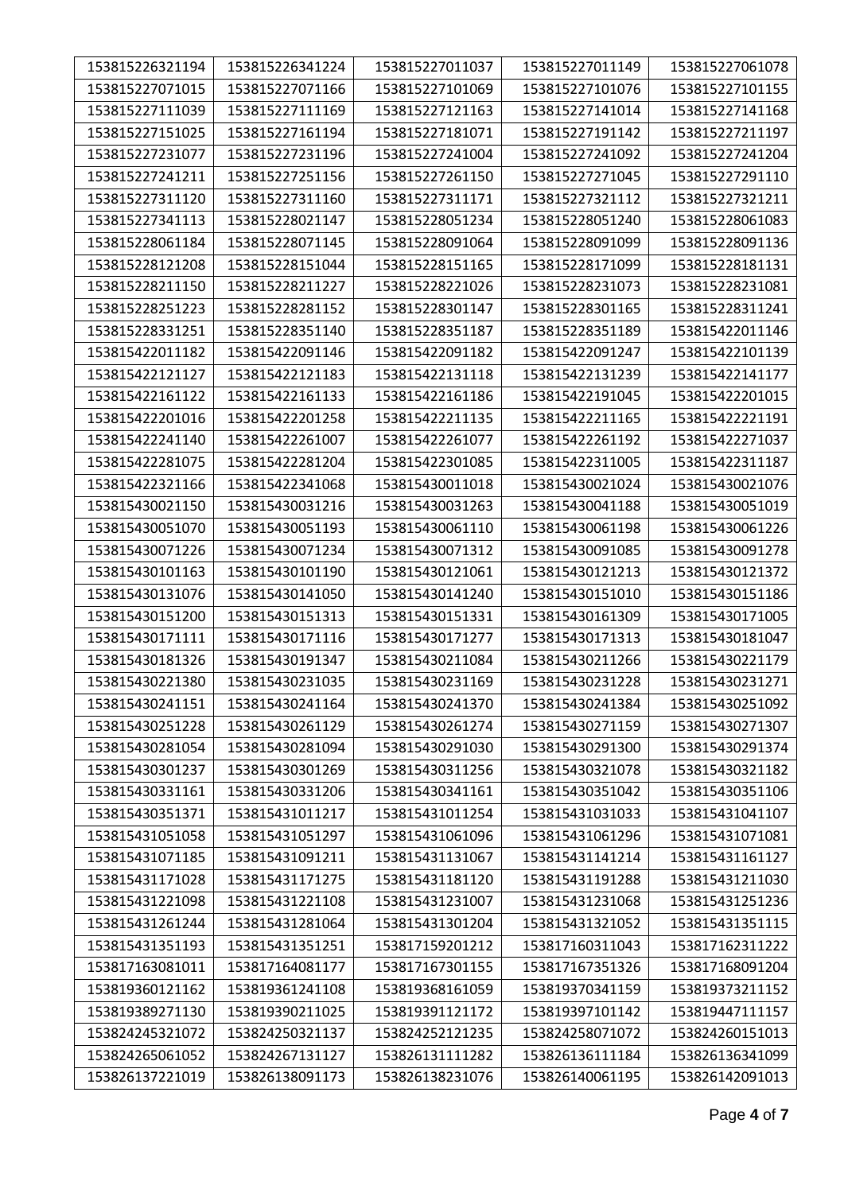| 153815226321194 | 153815226341224 | 153815227011037 | 153815227011149 | 153815227061078 |
|---|---|---|---|---|
| 153815227071015 | 153815227071166 | 153815227101069 | 153815227101076 | 153815227101155 |
| 153815227111039 | 153815227111169 | 153815227121163 | 153815227141014 | 153815227141168 |
| 153815227151025 | 153815227161194 | 153815227181071 | 153815227191142 | 153815227211197 |
| 153815227231077 | 153815227231196 | 153815227241004 | 153815227241092 | 153815227241204 |
| 153815227241211 | 153815227251156 | 153815227261150 | 153815227271045 | 153815227291110 |
| 153815227311120 | 153815227311160 | 153815227311171 | 153815227321112 | 153815227321211 |
| 153815227341113 | 153815228021147 | 153815228051234 | 153815228051240 | 153815228061083 |
| 153815228061184 | 153815228071145 | 153815228091064 | 153815228091099 | 153815228091136 |
| 153815228121208 | 153815228151044 | 153815228151165 | 153815228171099 | 153815228181131 |
| 153815228211150 | 153815228211227 | 153815228221026 | 153815228231073 | 153815228231081 |
| 153815228251223 | 153815228281152 | 153815228301147 | 153815228301165 | 153815228311241 |
| 153815228331251 | 153815228351140 | 153815228351187 | 153815228351189 | 153815422011146 |
| 153815422011182 | 153815422091146 | 153815422091182 | 153815422091247 | 153815422101139 |
| 153815422121127 | 153815422121183 | 153815422131118 | 153815422131239 | 153815422141177 |
| 153815422161122 | 153815422161133 | 153815422161186 | 153815422191045 | 153815422201015 |
| 153815422201016 | 153815422201258 | 153815422211135 | 153815422211165 | 153815422221191 |
| 153815422241140 | 153815422261007 | 153815422261077 | 153815422261192 | 153815422271037 |
| 153815422281075 | 153815422281204 | 153815422301085 | 153815422311005 | 153815422311187 |
| 153815422321166 | 153815422341068 | 153815430011018 | 153815430021024 | 153815430021076 |
| 153815430021150 | 153815430031216 | 153815430031263 | 153815430041188 | 153815430051019 |
| 153815430051070 | 153815430051193 | 153815430061110 | 153815430061198 | 153815430061226 |
| 153815430071226 | 153815430071234 | 153815430071312 | 153815430091085 | 153815430091278 |
| 153815430101163 | 153815430101190 | 153815430121061 | 153815430121213 | 153815430121372 |
| 153815430131076 | 153815430141050 | 153815430141240 | 153815430151010 | 153815430151186 |
| 153815430151200 | 153815430151313 | 153815430151331 | 153815430161309 | 153815430171005 |
| 153815430171111 | 153815430171116 | 153815430171277 | 153815430171313 | 153815430181047 |
| 153815430181326 | 153815430191347 | 153815430211084 | 153815430211266 | 153815430221179 |
| 153815430221380 | 153815430231035 | 153815430231169 | 153815430231228 | 153815430231271 |
| 153815430241151 | 153815430241164 | 153815430241370 | 153815430241384 | 153815430251092 |
| 153815430251228 | 153815430261129 | 153815430261274 | 153815430271159 | 153815430271307 |
| 153815430281054 | 153815430281094 | 153815430291030 | 153815430291300 | 153815430291374 |
| 153815430301237 | 153815430301269 | 153815430311256 | 153815430321078 | 153815430321182 |
| 153815430331161 | 153815430331206 | 153815430341161 | 153815430351042 | 153815430351106 |
| 153815430351371 | 153815431011217 | 153815431011254 | 153815431031033 | 153815431041107 |
| 153815431051058 | 153815431051297 | 153815431061096 | 153815431061296 | 153815431071081 |
| 153815431071185 | 153815431091211 | 153815431131067 | 153815431141214 | 153815431161127 |
| 153815431171028 | 153815431171275 | 153815431181120 | 153815431191288 | 153815431211030 |
| 153815431221098 | 153815431221108 | 153815431231007 | 153815431231068 | 153815431251236 |
| 153815431261244 | 153815431281064 | 153815431301204 | 153815431321052 | 153815431351115 |
| 153815431351193 | 153815431351251 | 153817159201212 | 153817160311043 | 153817162311222 |
| 153817163081011 | 153817164081177 | 153817167301155 | 153817167351326 | 153817168091204 |
| 153819360121162 | 153819361241108 | 153819368161059 | 153819370341159 | 153819373211152 |
| 153819389271130 | 153819390211025 | 153819391121172 | 153819397101142 | 153819447111157 |
| 153824245321072 | 153824250321137 | 153824252121235 | 153824258071072 | 153824260151013 |
| 153824265061052 | 153824267131127 | 153826131111282 | 153826136111184 | 153826136341099 |
| 153826137221019 | 153826138091173 | 153826138231076 | 153826140061195 | 153826142091013 |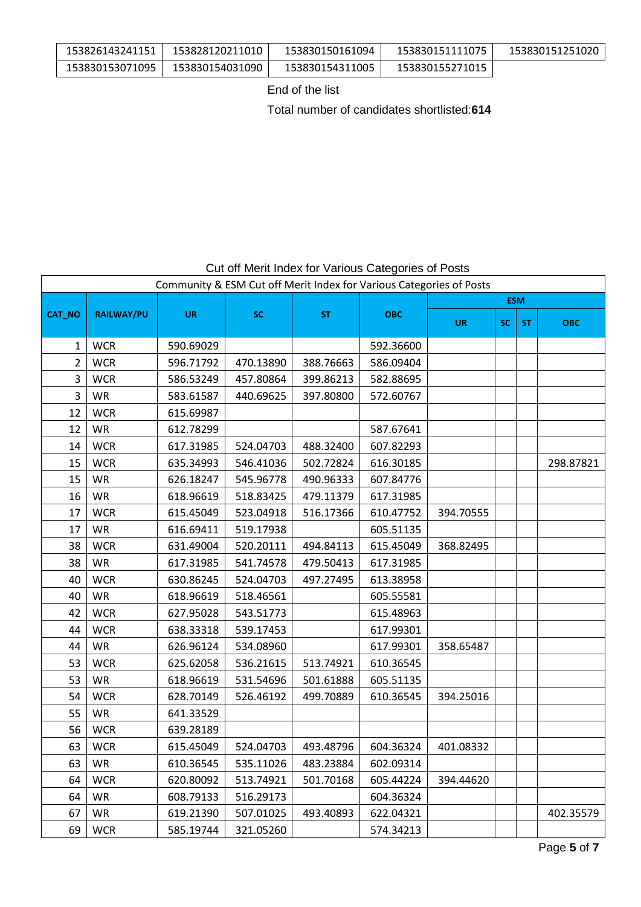| | | | | |
|---|---|---|---|---|
| 153826143241151 | 153828120211010 | 153830150161094 | 153830151111075 | 153830151251020 |
| 153830153071095 | 153830154031090 | 153830154311005 | 153830155271015 | |

End of the list

Total number of candidates shortlisted:**614**

Cut off Merit Index for Various Categories of Posts

| Community & ESM Cut off Merit Index for Various Categories of Posts | | | | | | | | | |
|---|---|---|---|---|---|---|---|---|---|
| CAT_NO | RAILWAY/PU | UR | SC | ST | OBC | ESM | | | |
| | | | | | | UR | SC | ST | OBC |
| 1 | WCR | 590.69029 | | | 592.36600 | | | | |
| 2 | WCR | 596.71792 | 470.13890 | 388.76663 | 586.09404 | | | | |
| 3 | WCR | 586.53249 | 457.80864 | 399.86213 | 582.88695 | | | | |
| 3 | WR | 583.61587 | 440.69625 | 397.80800 | 572.60767 | | | | |
| 12 | WCR | 615.69987 | | | | | | | |
| 12 | WR | 612.78299 | | | 587.67641 | | | | |
| 14 | WCR | 617.31985 | 524.04703 | 488.32400 | 607.82293 | | | | |
| 15 | WCR | 635.34993 | 546.41036 | 502.72824 | 616.30185 | | | | 298.87821 |
| 15 | WR | 626.18247 | 545.96778 | 490.96333 | 607.84776 | | | | |
| 16 | WR | 618.96619 | 518.83425 | 479.11379 | 617.31985 | | | | |
| 17 | WCR | 615.45049 | 523.04918 | 516.17366 | 610.47752 | 394.70555 | | | |
| 17 | WR | 616.69411 | 519.17938 | | 605.51135 | | | | |
| 38 | WCR | 631.49004 | 520.20111 | 494.84113 | 615.45049 | 368.82495 | | | |
| 38 | WR | 617.31985 | 541.74578 | 479.50413 | 617.31985 | | | | |
| 40 | WCR | 630.86245 | 524.04703 | 497.27495 | 613.38958 | | | | |
| 40 | WR | 618.96619 | 518.46561 | | 605.55581 | | | | |
| 42 | WCR | 627.95028 | 543.51773 | | 615.48963 | | | | |
| 44 | WCR | 638.33318 | 539.17453 | | 617.99301 | | | | |
| 44 | WR | 626.96124 | 534.08960 | | 617.99301 | 358.65487 | | | |
| 53 | WCR | 625.62058 | 536.21615 | 513.74921 | 610.36545 | | | | |
| 53 | WR | 618.96619 | 531.54696 | 501.61888 | 605.51135 | | | | |
| 54 | WCR | 628.70149 | 526.46192 | 499.70889 | 610.36545 | 394.25016 | | | |
| 55 | WR | 641.33529 | | | | | | | |
| 56 | WCR | 639.28189 | | | | | | | |
| 63 | WCR | 615.45049 | 524.04703 | 493.48796 | 604.36324 | 401.08332 | | | |
| 63 | WR | 610.36545 | 535.11026 | 483.23884 | 602.09314 | | | | |
| 64 | WCR | 620.80092 | 513.74921 | 501.70168 | 605.44224 | 394.44620 | | | |
| 64 | WR | 608.79133 | 516.29173 | | 604.36324 | | | | |
| 67 | WR | 619.21390 | 507.01025 | 493.40893 | 622.04321 | | | | 402.35579 |
| 69 | WCR | 585.19744 | 321.05260 | | 574.34213 | | | | |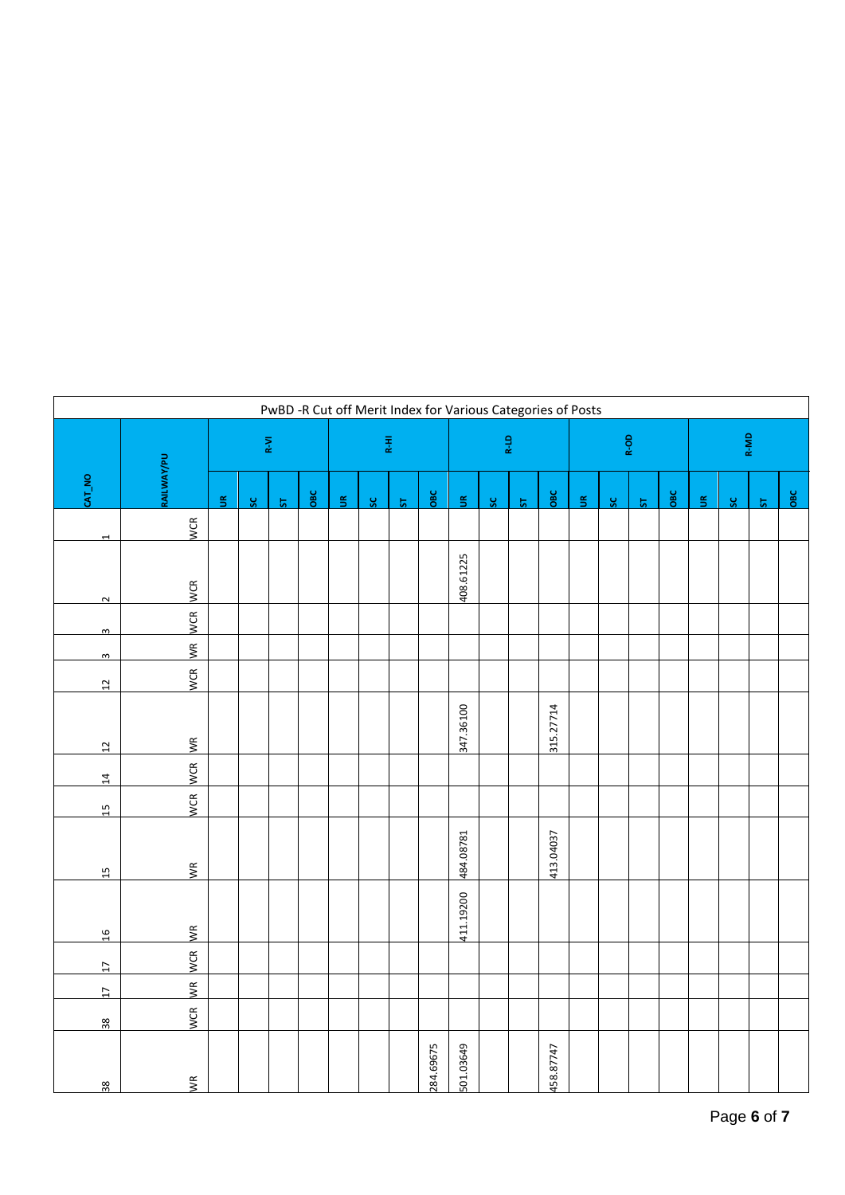PwBD -R Cut off Merit Index for Various Categories of Posts

| CAT_NO | RAILWAY/PU | R-VI | | | | R-HI | | | | R-LD | | | | R-OD | | | | R-MD | | | |
|---|---|---|---|---|---|---|---|---|---|---|---|---|---|---|---|---|---|---|---|---|---|
| | | UR | SC | ST | OBC | UR | SC | ST | OBC | UR | SC | ST | OBC | UR | SC | ST | OBC | UR | SC | ST | OBC |
| 1 | WCR | | | | | | | | | | | | | | | | | | | | |
| 2 | WCR | | | | | | | | | 408.61225 | | | | | | | | | | | |
| 3 | WCR | | | | | | | | | | | | | | | | | | | | |
| 3 | WR | | | | | | | | | | | | | | | | | | | | |
| 12 | WCR | | | | | | | | | | | | | | | | | | | | |
| 12 | WR | | | | | | | | | 347.36100 | | | 315.27714 | | | | | | | | |
| 14 | WCR | | | | | | | | | | | | | | | | | | | | |
| 15 | WCR | | | | | | | | | | | | | | | | | | | | |
| 15 | WR | | | | | | | | | 484.08781 | | | 413.04037 | | | | | | | | |
| 16 | WR | | | | | | | | | 411.19200 | | | | | | | | | | | |
| 17 | WCR | | | | | | | | | | | | | | | | | | | | |
| 17 | WR | | | | | | | | | | | | | | | | | | | | |
| 38 | WCR | | | | | | | | | | | | | | | | | | | | |
| 38 | WR | | | | | | | | 284.69675 | 501.03649 | | | 458.87747 | | | | | | | | |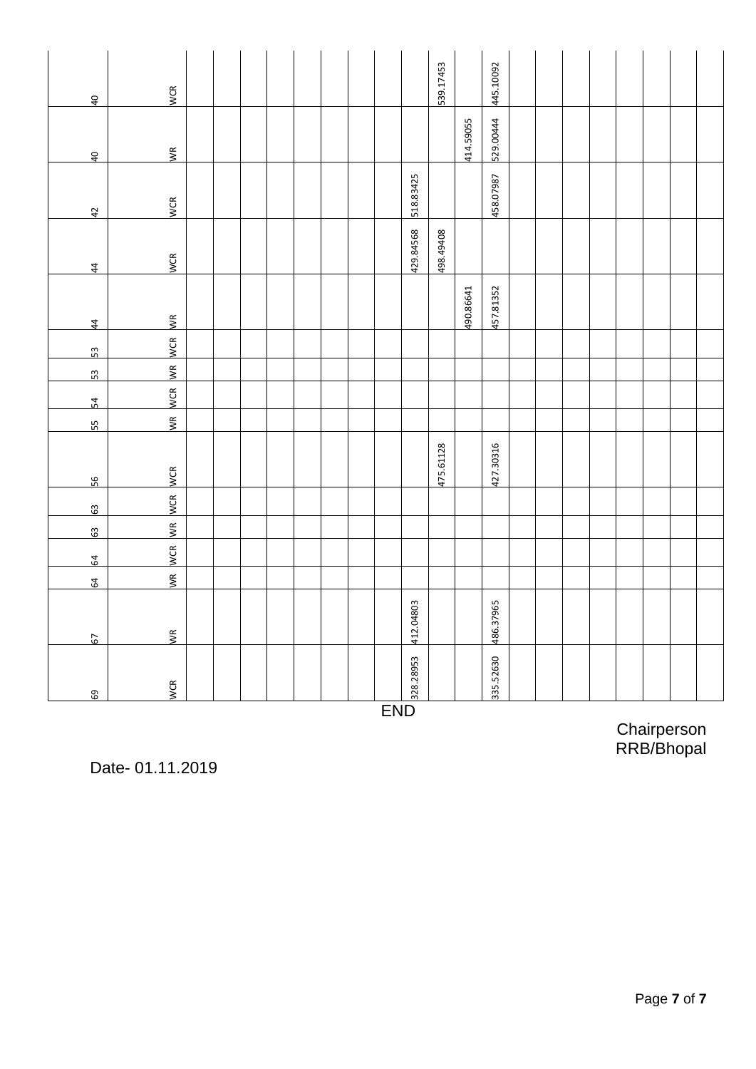| | | | | | | | | | | | | | | | | | | | | | |
|---|---|---|---|---|---|---|---|---|---|---|---|---|---|---|---|---|---|---|---|---|---|
| 40 | WCR | | | | | | | | | | 539.17453 | | 445.10092 | | | | | | | | |
| 40 | WR | | | | | | | | | | | 414.59055 | 529.00444 | | | | | | | | |
| 42 | WCR | | | | | | | | | 518.83425 | | | 458.07987 | | | | | | | | |
| 44 | WCR | | | | | | | | | 429.84568 | 498.49408 | | | | | | | | | | |
| 44 | WR | | | | | | | | | | | 490.86641 | 457.81352 | | | | | | | | |
| 53 | WCR | | | | | | | | | | | | | | | | | | | | |
| 53 | WR | | | | | | | | | | | | | | | | | | | | |
| 54 | WCR | | | | | | | | | | | | | | | | | | | | |
| 55 | WR | | | | | | | | | | | | | | | | | | | | |
| 56 | WCR | | | | | | | | | | 475.61128 | | 427.30316 | | | | | | | | |
| 63 | WCR | | | | | | | | | | | | | | | | | | | | |
| 63 | WR | | | | | | | | | | | | | | | | | | | | |
| 64 | WCR | | | | | | | | | | | | | | | | | | | | |
| 64 | WR | | | | | | | | | | | | | | | | | | | | |
| 67 | WR | | | | | | | | | 412.04803 | | | 486.37965 | | | | | | | | |
| 69 | WCR | | | | | | | | | 328.28953 | | | 335.52630 | | | | | | | | |

END

Chairperson
RRB/Bhopal

Date- 01.11.2019